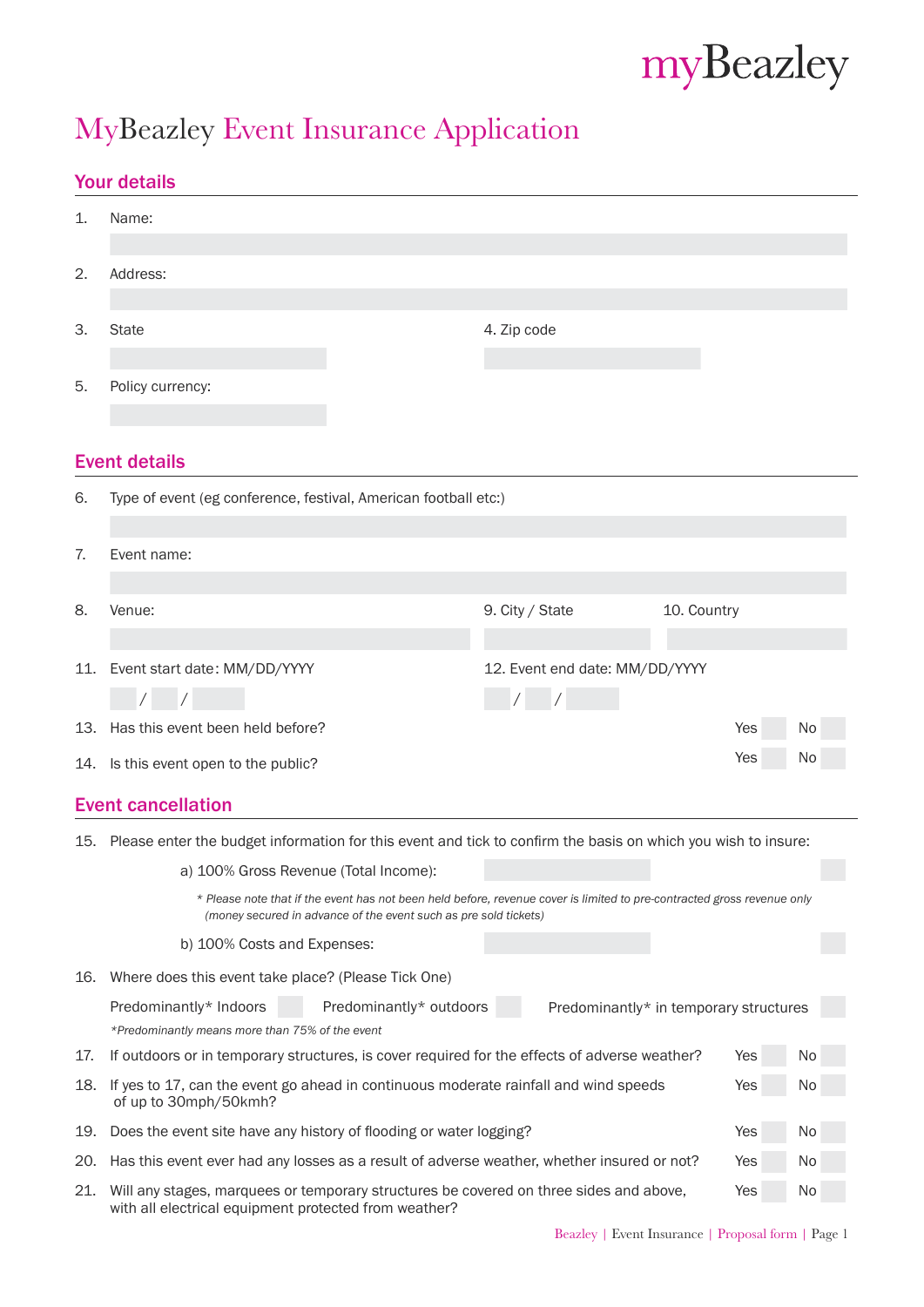# MyBeazley Event Insurance Application

## Your details

1. Name:
2. Address:
3. State
4. Zip code
5. Policy currency:

## Event details

6. Type of event (eg conference, festival, American football etc:)
7. Event name:
8. Venue:
9. City / State
10. Country
11. Event start date: MM/DD/YYYY  / /
12. Event end date: MM/DD/YYYY  / /
13. Has this event been held before? Yes No
14. Is this event open to the public? Yes No

## Event cancellation

15. Please enter the budget information for this event and tick to confirm the basis on which you wish to insure:

    a) 100% Gross Revenue (Total Income):

    *\* Please note that if the event has not been held before, revenue cover is limited to pre-contracted gross revenue only (money secured in advance of the event such as pre sold tickets)*

    b) 100% Costs and Expenses:

16. Where does this event take place? (Please Tick One)

    Predominantly\* Indoors   Predominantly\* outdoors   Predominantly\* in temporary structures

    *\*Predominantly means more than 75% of the event*

17. If outdoors or in temporary structures, is cover required for the effects of adverse weather? Yes No
18. If yes to 17, can the event go ahead in continuous moderate rainfall and wind speeds of up to 30mph/50kmh? Yes No
19. Does the event site have any history of flooding or water logging? Yes No
20. Has this event ever had any losses as a result of adverse weather, whether insured or not? Yes No
21. Will any stages, marquees or temporary structures be covered on three sides and above, with all electrical equipment protected from weather? Yes No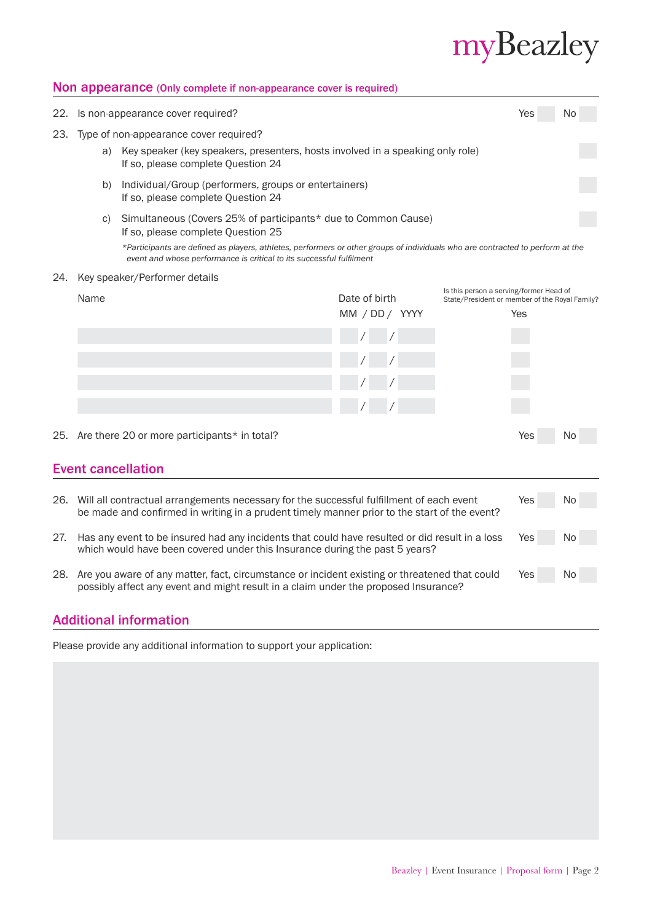## Non appearance (Only complete if non-appearance cover is required)

22. Is non-appearance cover required? Yes ☐ No ☐

23. Type of non-appearance cover required?

    a) Key speaker (key speakers, presenters, hosts involved in a speaking only role) ☐
    If so, please complete Question 24

    b) Individual/Group (performers, groups or entertainers) ☐
    If so, please complete Question 24

    c) Simultaneous (Covers 25% of participants* due to Common Cause) ☐
    If so, please complete Question 25

    *\*Participants are defined as players, athletes, performers or other groups of individuals who are contracted to perform at the event and whose performance is critical to its successful fulfilment*

24. Key speaker/Performer details

| Name | Date of birth MM / DD / YYYY | Is this person a serving/former Head of State/President or member of the Royal Family? Yes |
|---|---|---|
| | / / | |
| | / / | |
| | / / | |
| | / / | |

25. Are there 20 or more participants* in total? Yes ☐ No ☐

## Event cancellation

26. Will all contractual arrangements necessary for the successful fulfillment of each event be made and confirmed in writing in a prudent timely manner prior to the start of the event? Yes ☐ No ☐

27. Has any event to be insured had any incidents that could have resulted or did result in a loss which would have been covered under this Insurance during the past 5 years? Yes ☐ No ☐

28. Are you aware of any matter, fact, circumstance or incident existing or threatened that could possibly affect any event and might result in a claim under the proposed Insurance? Yes ☐ No ☐

## Additional information

Please provide any additional information to support your application: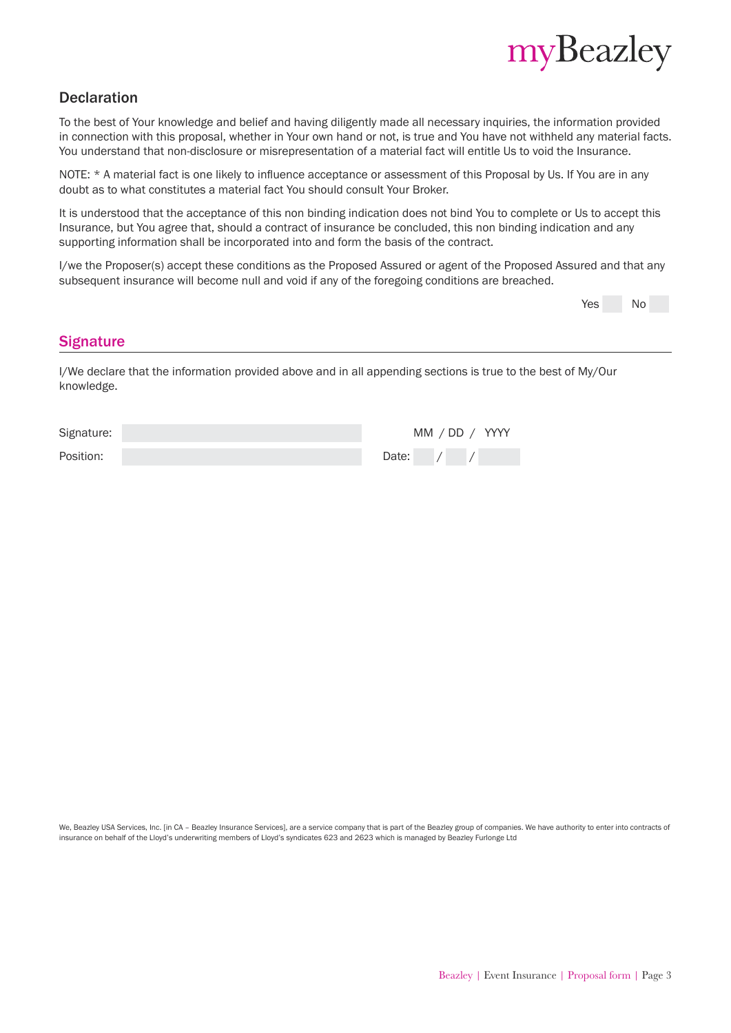## Declaration

To the best of Your knowledge and belief and having diligently made all necessary inquiries, the information provided in connection with this proposal, whether in Your own hand or not, is true and You have not withheld any material facts. You understand that non-disclosure or misrepresentation of a material fact will entitle Us to void the Insurance.

NOTE: * A material fact is one likely to influence acceptance or assessment of this Proposal by Us. If You are in any doubt as to what constitutes a material fact You should consult Your Broker.

It is understood that the acceptance of this non binding indication does not bind You to complete or Us to accept this Insurance, but You agree that, should a contract of insurance be concluded, this non binding indication and any supporting information shall be incorporated into and form the basis of the contract.

I/we the Proposer(s) accept these conditions as the Proposed Assured or agent of the Proposed Assured and that any subsequent insurance will become null and void if any of the foregoing conditions are breached.

Yes ☐ No ☐

## Signature

I/We declare that the information provided above and in all appending sections is true to the best of My/Our knowledge.

Signature: ____________________

Position: ____________________

Date: ___ / ___ / _____ (MM / DD / YYYY)

We, Beazley USA Services, Inc. [in CA – Beazley Insurance Services], are a service company that is part of the Beazley group of companies. We have authority to enter into contracts of insurance on behalf of the Lloyd's underwriting members of Lloyd's syndicates 623 and 2623 which is managed by Beazley Furlonge Ltd